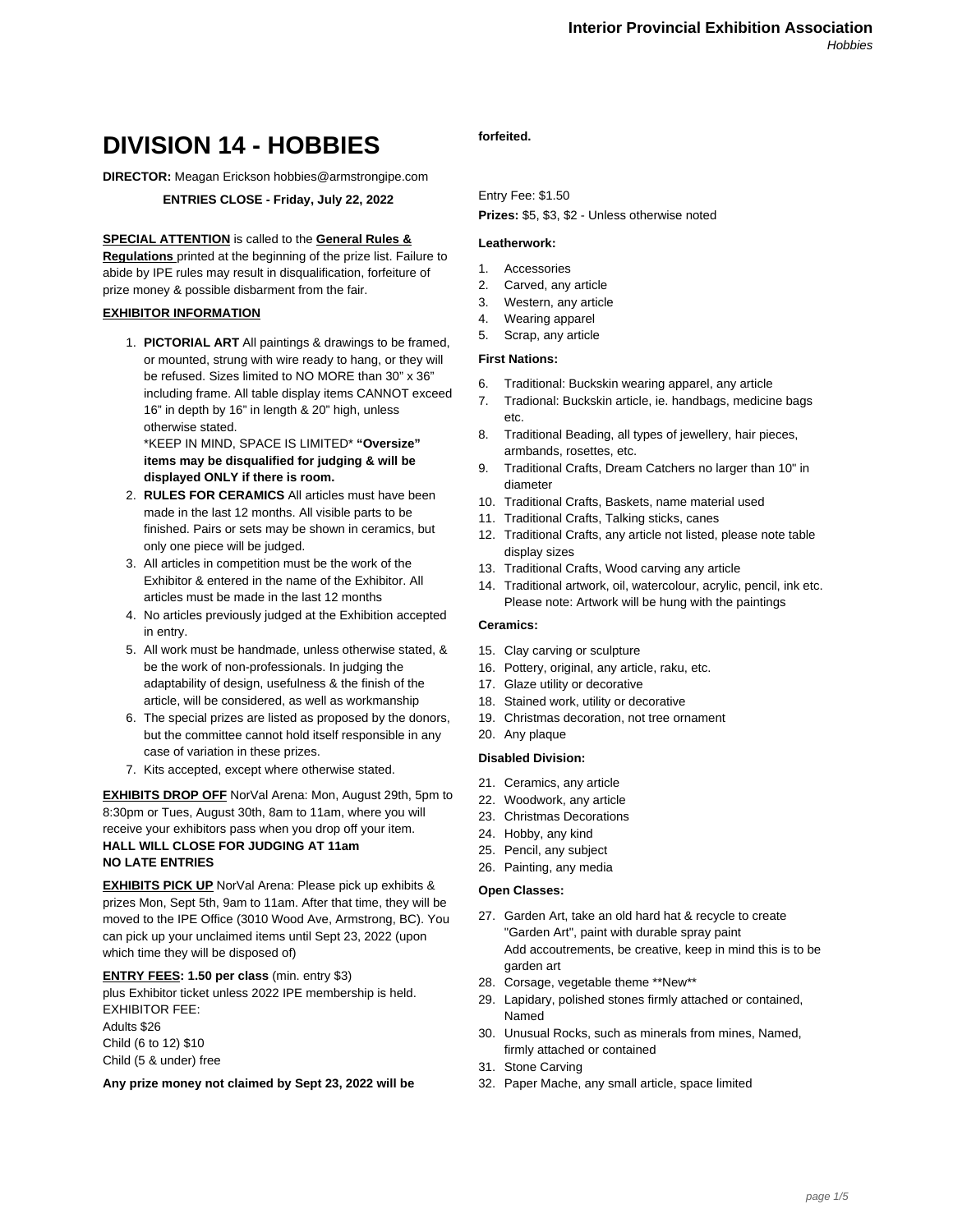# DIVISION 14 - HOBBIES

**DIRECTOR:** Meagan Erickson hobbies@armstrongipe.com

**ENTRIES CLOSE - Friday, July 22, 2022**

**SPECIAL ATTENTION** is called to the **General Rules & Regulations** printed at the beginning of the prize list. Failure to abide by IPE rules may result in disqualification, forfeiture of prize money & possible disbarment from the fair.

**EXHIBITOR INFORMATION**

1. **PICTORIAL ART** All paintings & drawings to be framed, or mounted, strung with wire ready to hang, or they will be refused. Sizes limited to NO MORE than 30" x 36" including frame. All table display items CANNOT exceed 16" in depth by 16" in length & 20" high, unless otherwise stated.
   *KEEP IN MIND, SPACE IS LIMITED* **"Oversize" items may be disqualified for judging & will be displayed ONLY if there is room.**
2. **RULES FOR CERAMICS** All articles must have been made in the last 12 months. All visible parts to be finished. Pairs or sets may be shown in ceramics, but only one piece will be judged.
3. All articles in competition must be the work of the Exhibitor & entered in the name of the Exhibitor. All articles must be made in the last 12 months
4. No articles previously judged at the Exhibition accepted in entry.
5. All work must be handmade, unless otherwise stated, & be the work of non-professionals. In judging the adaptability of design, usefulness & the finish of the article, will be considered, as well as workmanship
6. The special prizes are listed as proposed by the donors, but the committee cannot hold itself responsible in any case of variation in these prizes.
7. Kits accepted, except where otherwise stated.

**EXHIBITS DROP OFF** NorVal Arena: Mon, August 29th, 5pm to 8:30pm or Tues, August 30th, 8am to 11am, where you will receive your exhibitors pass when you drop off your item.
**HALL WILL CLOSE FOR JUDGING AT 11am**
**NO LATE ENTRIES**

**EXHIBITS PICK UP** NorVal Arena: Please pick up exhibits & prizes Mon, Sept 5th, 9am to 11am. After that time, they will be moved to the IPE Office (3010 Wood Ave, Armstrong, BC). You can pick up your unclaimed items until Sept 23, 2022 (upon which time they will be disposed of)

**ENTRY FEES: 1.50 per class** (min. entry $3)
plus Exhibitor ticket unless 2022 IPE membership is held.
EXHIBITOR FEE:
Adults $26
Child (6 to 12) $10
Child (5 & under) free

**Any prize money not claimed by Sept 23, 2022 will be forfeited.**

Entry Fee: $1.50

**Prizes:** $5, $3, $2 - Unless otherwise noted

**Leatherwork:**

1. Accessories
2. Carved, any article
3. Western, any article
4. Wearing apparel
5. Scrap, any article

**First Nations:**

6. Traditional: Buckskin wearing apparel, any article
7. Tradional: Buckskin article, ie. handbags, medicine bags etc.
8. Traditional Beading, all types of jewellery, hair pieces, armbands, rosettes, etc.
9. Traditional Crafts, Dream Catchers no larger than 10" in diameter
10. Traditional Crafts, Baskets, name material used
11. Traditional Crafts, Talking sticks, canes
12. Traditional Crafts, any article not listed, please note table display sizes
13. Traditional Crafts, Wood carving any article
14. Traditional artwork, oil, watercolour, acrylic, pencil, ink etc. Please note: Artwork will be hung with the paintings

**Ceramics:**

15. Clay carving or sculpture
16. Pottery, original, any article, raku, etc.
17. Glaze utility or decorative
18. Stained work, utility or decorative
19. Christmas decoration, not tree ornament
20. Any plaque

**Disabled Division:**

21. Ceramics, any article
22. Woodwork, any article
23. Christmas Decorations
24. Hobby, any kind
25. Pencil, any subject
26. Painting, any media

**Open Classes:**

27. Garden Art, take an old hard hat & recycle to create "Garden Art", paint with durable spray paint
    Add accoutrements, be creative, keep in mind this is to be garden art
28. Corsage, vegetable theme **New**
29. Lapidary, polished stones firmly attached or contained, Named
30. Unusual Rocks, such as minerals from mines, Named, firmly attached or contained
31. Stone Carving
32. Paper Mache, any small article, space limited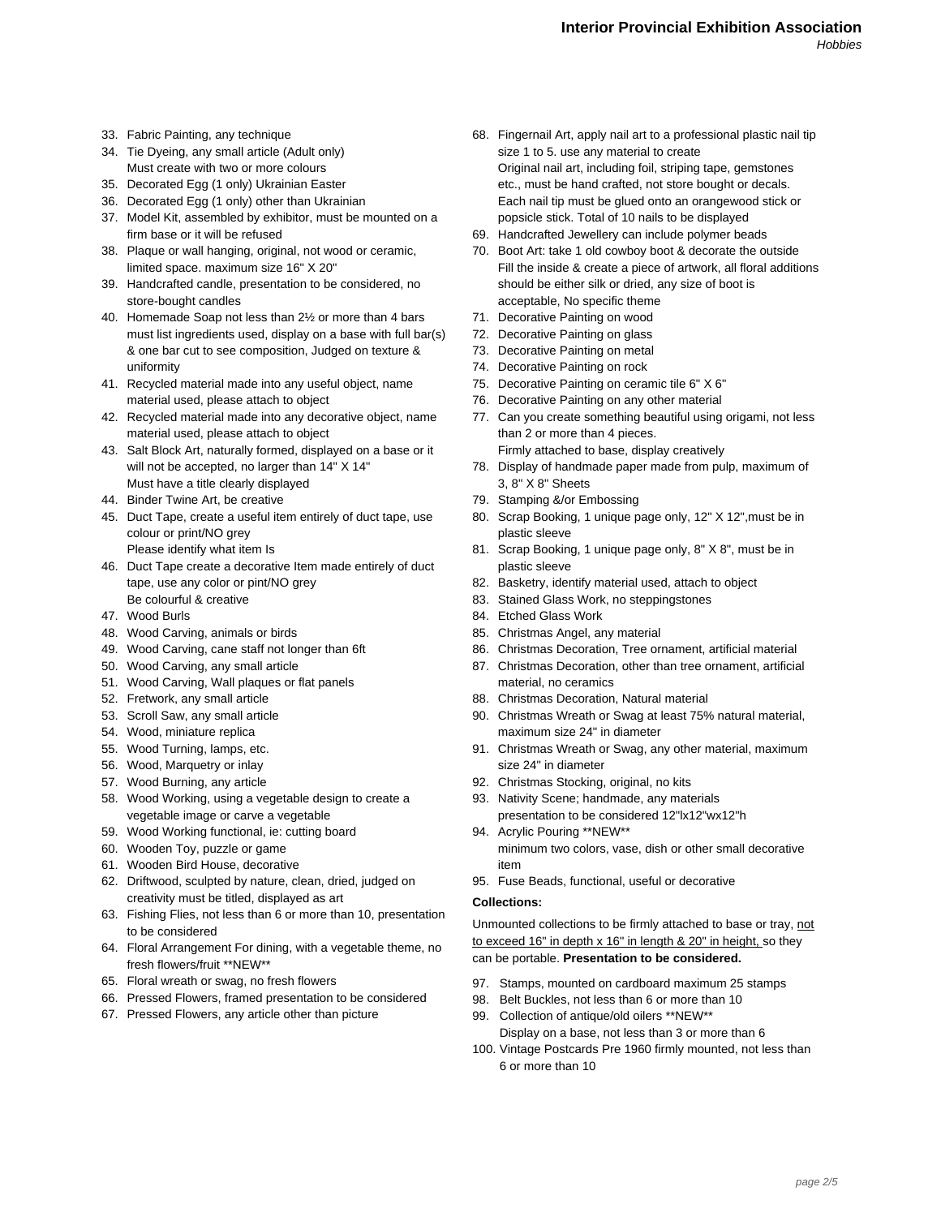33. Fabric Painting, any technique
34. Tie Dyeing, any small article (Adult only)
    Must create with two or more colours
35. Decorated Egg (1 only) Ukrainian Easter
36. Decorated Egg (1 only) other than Ukrainian
37. Model Kit, assembled by exhibitor, must be mounted on a firm base or it will be refused
38. Plaque or wall hanging, original, not wood or ceramic, limited space. maximum size 16" X 20"
39. Handcrafted candle, presentation to be considered, no store-bought candles
40. Homemade Soap not less than 2½ or more than 4 bars must list ingredients used, display on a base with full bar(s) & one bar cut to see composition, Judged on texture & uniformity
41. Recycled material made into any useful object, name material used, please attach to object
42. Recycled material made into any decorative object, name material used, please attach to object
43. Salt Block Art, naturally formed, displayed on a base or it will not be accepted, no larger than 14" X 14"
    Must have a title clearly displayed
44. Binder Twine Art, be creative
45. Duct Tape, create a useful item entirely of duct tape, use colour or print/NO grey
    Please identify what item Is
46. Duct Tape create a decorative Item made entirely of duct tape, use any color or pint/NO grey
    Be colourful & creative
47. Wood Burls
48. Wood Carving, animals or birds
49. Wood Carving, cane staff not longer than 6ft
50. Wood Carving, any small article
51. Wood Carving, Wall plaques or flat panels
52. Fretwork, any small article
53. Scroll Saw, any small article
54. Wood, miniature replica
55. Wood Turning, lamps, etc.
56. Wood, Marquetry or inlay
57. Wood Burning, any article
58. Wood Working, using a vegetable design to create a vegetable image or carve a vegetable
59. Wood Working functional, ie: cutting board
60. Wooden Toy, puzzle or game
61. Wooden Bird House, decorative
62. Driftwood, sculpted by nature, clean, dried, judged on creativity must be titled, displayed as art
63. Fishing Flies, not less than 6 or more than 10, presentation to be considered
64. Floral Arrangement For dining, with a vegetable theme, no fresh flowers/fruit **NEW**
65. Floral wreath or swag, no fresh flowers
66. Pressed Flowers, framed presentation to be considered
67. Pressed Flowers, any article other than picture
68. Fingernail Art, apply nail art to a professional plastic nail tip size 1 to 5. use any material to create
    Original nail art, including foil, striping tape, gemstones etc., must be hand crafted, not store bought or decals.
    Each nail tip must be glued onto an orangewood stick or popsicle stick. Total of 10 nails to be displayed
69. Handcrafted Jewellery can include polymer beads
70. Boot Art: take 1 old cowboy boot & decorate the outside
    Fill the inside & create a piece of artwork, all floral additions should be either silk or dried, any size of boot is acceptable, No specific theme
71. Decorative Painting on wood
72. Decorative Painting on glass
73. Decorative Painting on metal
74. Decorative Painting on rock
75. Decorative Painting on ceramic tile 6" X 6"
76. Decorative Painting on any other material
77. Can you create something beautiful using origami, not less than 2 or more than 4 pieces.
    Firmly attached to base, display creatively
78. Display of handmade paper made from pulp, maximum of 3, 8" X 8" Sheets
79. Stamping &/or Embossing
80. Scrap Booking, 1 unique page only, 12" X 12",must be in plastic sleeve
81. Scrap Booking, 1 unique page only, 8" X 8", must be in plastic sleeve
82. Basketry, identify material used, attach to object
83. Stained Glass Work, no steppingstones
84. Etched Glass Work
85. Christmas Angel, any material
86. Christmas Decoration, Tree ornament, artificial material
87. Christmas Decoration, other than tree ornament, artificial material, no ceramics
88. Christmas Decoration, Natural material
90. Christmas Wreath or Swag at least 75% natural material, maximum size 24" in diameter
91. Christmas Wreath or Swag, any other material, maximum size 24" in diameter
92. Christmas Stocking, original, no kits
93. Nativity Scene; handmade, any materials
    presentation to be considered 12"lx12"wx12"h
94. Acrylic Pouring **NEW**
    minimum two colors, vase, dish or other small decorative item
95. Fuse Beads, functional, useful or decorative

**Collections:**

Unmounted collections to be firmly attached to base or tray, <u>not to exceed 16" in depth x 16" in length & 20" in height,</u> so they can be portable. **Presentation to be considered.**

97. Stamps, mounted on cardboard maximum 25 stamps
98. Belt Buckles, not less than 6 or more than 10
99. Collection of antique/old oilers **NEW**
    Display on a base, not less than 3 or more than 6
100. Vintage Postcards Pre 1960 firmly mounted, not less than 6 or more than 10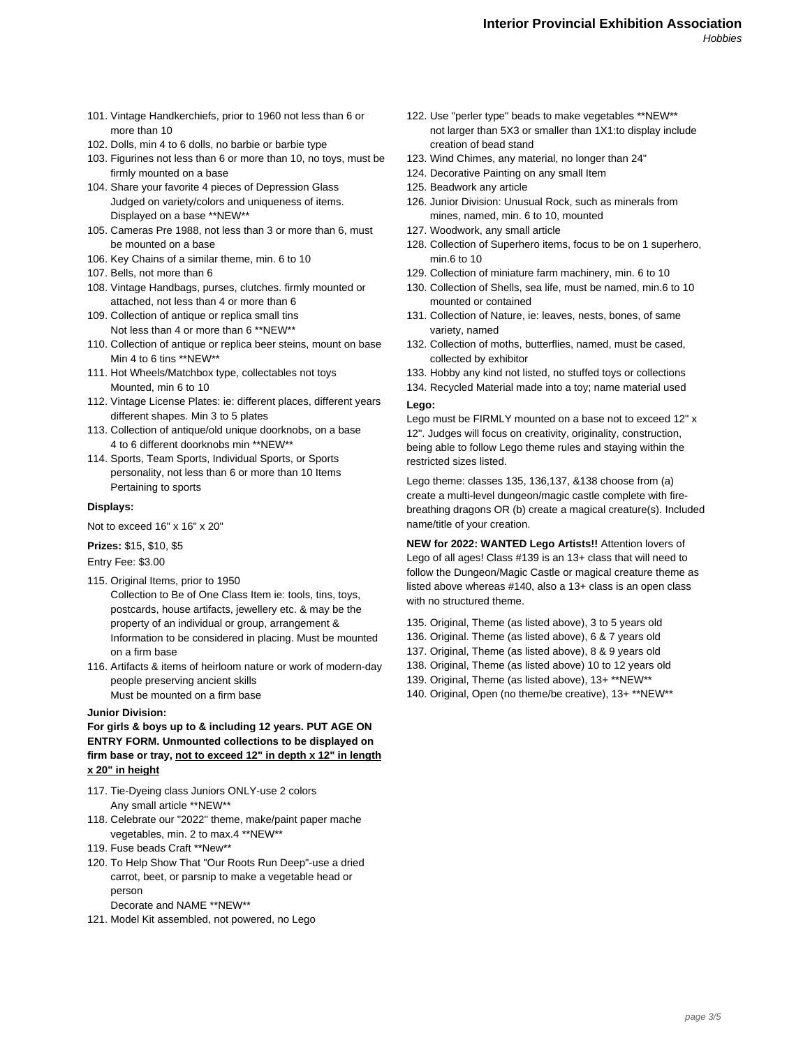101. Vintage Handkerchiefs, prior to 1960 not less than 6 or more than 10
102. Dolls, min 4 to 6 dolls, no barbie or barbie type
103. Figurines not less than 6 or more than 10, no toys, must be firmly mounted on a base
104. Share your favorite 4 pieces of Depression Glass Judged on variety/colors and uniqueness of items. Displayed on a base **NEW**
105. Cameras Pre 1988, not less than 3 or more than 6, must be mounted on a base
106. Key Chains of a similar theme, min. 6 to 10
107. Bells, not more than 6
108. Vintage Handbags, purses, clutches. firmly mounted or attached, not less than 4 or more than 6
109. Collection of antique or replica small tins Not less than 4 or more than 6 **NEW**
110. Collection of antique or replica beer steins, mount on base Min 4 to 6 tins **NEW**
111. Hot Wheels/Matchbox type, collectables not toys Mounted, min 6 to 10
112. Vintage License Plates: ie: different places, different years different shapes. Min 3 to 5 plates
113. Collection of antique/old unique doorknobs, on a base 4 to 6 different doorknobs min **NEW**
114. Sports, Team Sports, Individual Sports, or Sports personality, not less than 6 or more than 10 Items Pertaining to sports

**Displays:**

Not to exceed 16" x 16" x 20"

**Prizes:** $15, $10, $5

Entry Fee: $3.00

115. Original Items, prior to 1950
    Collection to Be of One Class Item ie: tools, tins, toys, postcards, house artifacts, jewellery etc. & may be the property of an individual or group, arrangement & Information to be considered in placing. Must be mounted on a firm base
116. Artifacts & items of heirloom nature or work of modern-day people preserving ancient skills
    Must be mounted on a firm base

**Junior Division:**

**For girls & boys up to & including 12 years. PUT AGE ON ENTRY FORM. Unmounted collections to be displayed on firm base or tray, <u>not to exceed 12" in depth x 12" in length x 20" in height</u>**

117. Tie-Dyeing class Juniors ONLY-use 2 colors Any small article **NEW**
118. Celebrate our "2022" theme, make/paint paper mache vegetables, min. 2 to max.4 **NEW**
119. Fuse beads Craft **New**
120. To Help Show That "Our Roots Run Deep"-use a dried carrot, beet, or parsnip to make a vegetable head or person
    Decorate and NAME **NEW**
121. Model Kit assembled, not powered, no Lego
122. Use "perler type" beads to make vegetables **NEW** not larger than 5X3 or smaller than 1X1:to display include creation of bead stand
123. Wind Chimes, any material, no longer than 24"
124. Decorative Painting on any small Item
125. Beadwork any article
126. Junior Division: Unusual Rock, such as minerals from mines, named, min. 6 to 10, mounted
127. Woodwork, any small article
128. Collection of Superhero items, focus to be on 1 superhero, min.6 to 10
129. Collection of miniature farm machinery, min. 6 to 10
130. Collection of Shells, sea life, must be named, min.6 to 10 mounted or contained
131. Collection of Nature, ie: leaves, nests, bones, of same variety, named
132. Collection of moths, butterflies, named, must be cased, collected by exhibitor
133. Hobby any kind not listed, no stuffed toys or collections
134. Recycled Material made into a toy; name material used

**Lego:**

Lego must be FIRMLY mounted on a base not to exceed 12" x 12". Judges will focus on creativity, originality, construction, being able to follow Lego theme rules and staying within the restricted sizes listed.

Lego theme: classes 135, 136,137, &138 choose from (a) create a multi-level dungeon/magic castle complete with fire-breathing dragons OR (b) create a magical creature(s). Included name/title of your creation.

**NEW for 2022: WANTED Lego Artists!!** Attention lovers of Lego of all ages! Class #139 is an 13+ class that will need to follow the Dungeon/Magic Castle or magical creature theme as listed above whereas #140, also a 13+ class is an open class with no structured theme.

135. Original, Theme (as listed above), 3 to 5 years old
136. Original. Theme (as listed above), 6 & 7 years old
137. Original, Theme (as listed above), 8 & 9 years old
138. Original, Theme (as listed above) 10 to 12 years old
139. Original, Theme (as listed above), 13+ **NEW**
140. Original, Open (no theme/be creative), 13+ **NEW**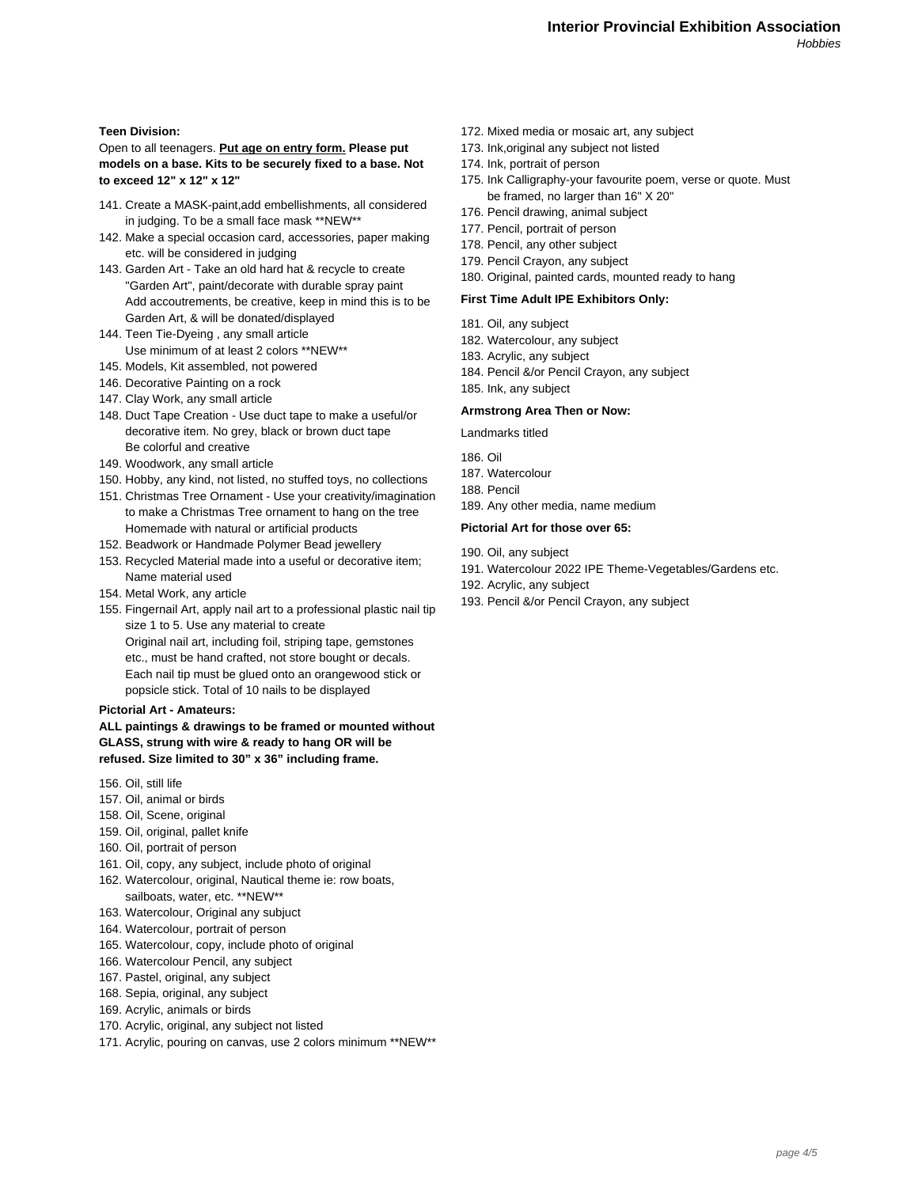**Teen Division:**

Open to all teenagers. **Put age on entry form. Please put models on a base. Kits to be securely fixed to a base. Not to exceed 12" x 12" x 12"**

141. Create a MASK-paint,add embellishments, all considered in judging. To be a small face mask **NEW**
142. Make a special occasion card, accessories, paper making etc. will be considered in judging
143. Garden Art - Take an old hard hat & recycle to create "Garden Art", paint/decorate with durable spray paint Add accoutrements, be creative, keep in mind this is to be Garden Art, & will be donated/displayed
144. Teen Tie-Dyeing , any small article Use minimum of at least 2 colors **NEW**
145. Models, Kit assembled, not powered
146. Decorative Painting on a rock
147. Clay Work, any small article
148. Duct Tape Creation - Use duct tape to make a useful/or decorative item. No grey, black or brown duct tape Be colorful and creative
149. Woodwork, any small article
150. Hobby, any kind, not listed, no stuffed toys, no collections
151. Christmas Tree Ornament - Use your creativity/imagination to make a Christmas Tree ornament to hang on the tree Homemade with natural or artificial products
152. Beadwork or Handmade Polymer Bead jewellery
153. Recycled Material made into a useful or decorative item; Name material used
154. Metal Work, any article
155. Fingernail Art, apply nail art to a professional plastic nail tip size 1 to 5. Use any material to create Original nail art, including foil, striping tape, gemstones etc., must be hand crafted, not store bought or decals. Each nail tip must be glued onto an orangewood stick or popsicle stick. Total of 10 nails to be displayed

**Pictorial Art - Amateurs:**

**ALL paintings & drawings to be framed or mounted without GLASS, strung with wire & ready to hang OR will be refused. Size limited to 30” x 36” including frame.**

156. Oil, still life
157. Oil, animal or birds
158. Oil, Scene, original
159. Oil, original, pallet knife
160. Oil, portrait of person
161. Oil, copy, any subject, include photo of original
162. Watercolour, original, Nautical theme ie: row boats, sailboats, water, etc. **NEW**
163. Watercolour, Original any subjuct
164. Watercolour, portrait of person
165. Watercolour, copy, include photo of original
166. Watercolour Pencil, any subject
167. Pastel, original, any subject
168. Sepia, original, any subject
169. Acrylic, animals or birds
170. Acrylic, original, any subject not listed
171. Acrylic, pouring on canvas, use 2 colors minimum **NEW**
172. Mixed media or mosaic art, any subject
173. Ink,original any subject not listed
174. Ink, portrait of person
175. Ink Calligraphy-your favourite poem, verse or quote. Must be framed, no larger than 16" X 20"
176. Pencil drawing, animal subject
177. Pencil, portrait of person
178. Pencil, any other subject
179. Pencil Crayon, any subject
180. Original, painted cards, mounted ready to hang

**First Time Adult IPE Exhibitors Only:**

181. Oil, any subject
182. Watercolour, any subject
183. Acrylic, any subject
184. Pencil &/or Pencil Crayon, any subject
185. Ink, any subject

**Armstrong Area Then or Now:**

Landmarks titled

186. Oil
187. Watercolour
188. Pencil
189. Any other media, name medium

**Pictorial Art for those over 65:**

190. Oil, any subject
191. Watercolour 2022 IPE Theme-Vegetables/Gardens etc.
192. Acrylic, any subject
193. Pencil &/or Pencil Crayon, any subject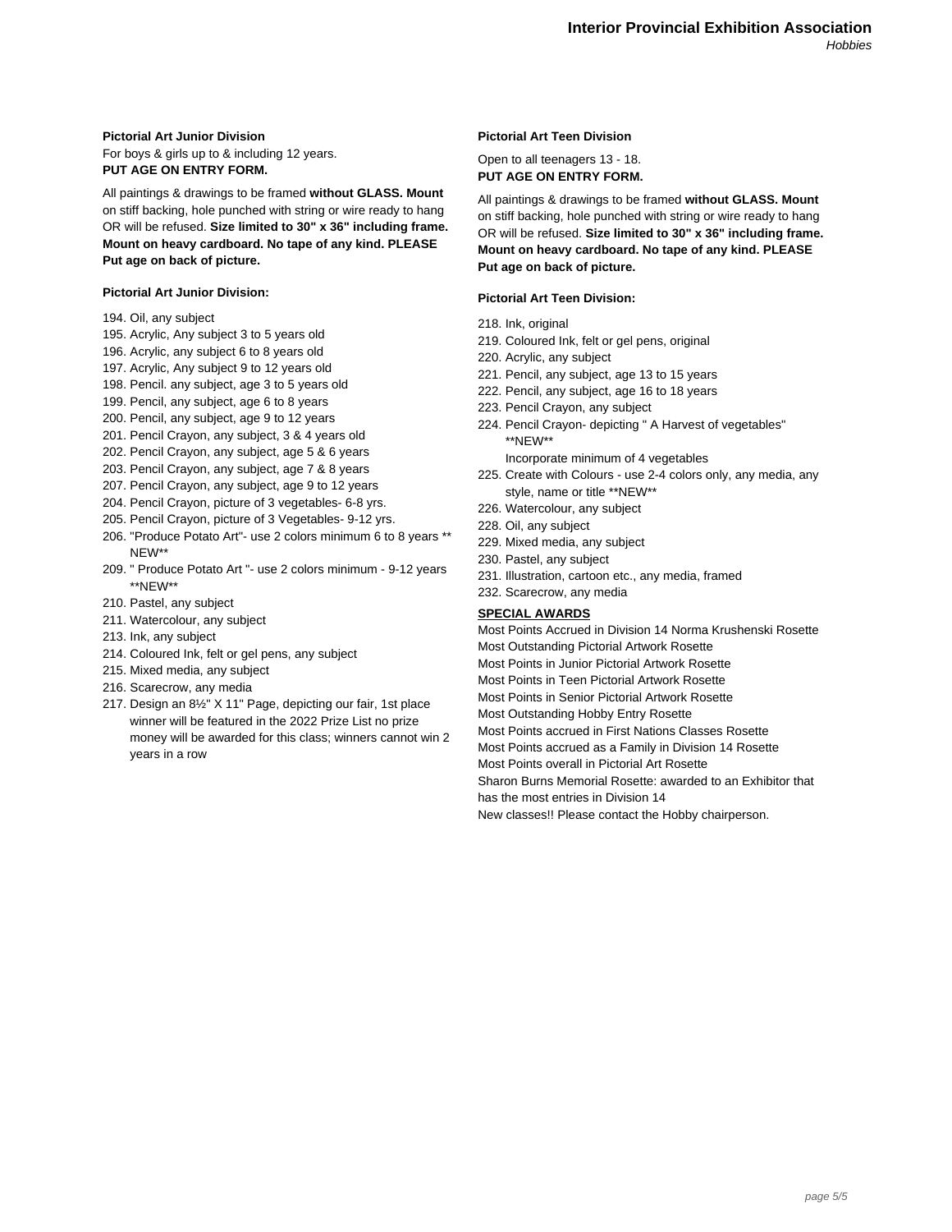### Pictorial Art Junior Division

For boys & girls up to & including 12 years.
**PUT AGE ON ENTRY FORM.**

All paintings & drawings to be framed **without GLASS. Mount** on stiff backing, hole punched with string or wire ready to hang OR will be refused. **Size limited to 30" x 36" including frame. Mount on heavy cardboard. No tape of any kind. PLEASE Put age on back of picture.**

### Pictorial Art Junior Division:

194. Oil, any subject
195. Acrylic, Any subject 3 to 5 years old
196. Acrylic, any subject 6 to 8 years old
197. Acrylic, Any subject 9 to 12 years old
198. Pencil. any subject, age 3 to 5 years old
199. Pencil, any subject, age 6 to 8 years
200. Pencil, any subject, age 9 to 12 years
201. Pencil Crayon, any subject, 3 & 4 years old
202. Pencil Crayon, any subject, age 5 & 6 years
203. Pencil Crayon, any subject, age 7 & 8 years
207. Pencil Crayon, any subject, age 9 to 12 years
204. Pencil Crayon, picture of 3 vegetables- 6-8 yrs.
205. Pencil Crayon, picture of 3 Vegetables- 9-12 yrs.
206. "Produce Potato Art"- use 2 colors minimum 6 to 8 years \*\* NEW\*\*
209. " Produce Potato Art "- use 2 colors minimum - 9-12 years \*\*NEW\*\*
210. Pastel, any subject
211. Watercolour, any subject
213. Ink, any subject
214. Coloured Ink, felt or gel pens, any subject
215. Mixed media, any subject
216. Scarecrow, any media
217. Design an 8½" X 11" Page, depicting our fair, 1st place winner will be featured in the 2022 Prize List no prize money will be awarded for this class; winners cannot win 2 years in a row

### Pictorial Art Teen Division

Open to all teenagers 13 - 18.
**PUT AGE ON ENTRY FORM.**

All paintings & drawings to be framed **without GLASS. Mount** on stiff backing, hole punched with string or wire ready to hang OR will be refused. **Size limited to 30" x 36" including frame. Mount on heavy cardboard. No tape of any kind. PLEASE Put age on back of picture.**

### Pictorial Art Teen Division:

218. Ink, original
219. Coloured Ink, felt or gel pens, original
220. Acrylic, any subject
221. Pencil, any subject, age 13 to 15 years
222. Pencil, any subject, age 16 to 18 years
223. Pencil Crayon, any subject
224. Pencil Crayon- depicting " A Harvest of vegetables" \*\*NEW\*\*
     Incorporate minimum of 4 vegetables
225. Create with Colours - use 2-4 colors only, any media, any style, name or title \*\*NEW\*\*
226. Watercolour, any subject
228. Oil, any subject
229. Mixed media, any subject
230. Pastel, any subject
231. Illustration, cartoon etc., any media, framed
232. Scarecrow, any media

**SPECIAL AWARDS**

Most Points Accrued in Division 14 Norma Krushenski Rosette
Most Outstanding Pictorial Artwork Rosette
Most Points in Junior Pictorial Artwork Rosette
Most Points in Teen Pictorial Artwork Rosette
Most Points in Senior Pictorial Artwork Rosette
Most Outstanding Hobby Entry Rosette
Most Points accrued in First Nations Classes Rosette
Most Points accrued as a Family in Division 14 Rosette
Most Points overall in Pictorial Art Rosette
Sharon Burns Memorial Rosette: awarded to an Exhibitor that has the most entries in Division 14
New classes!! Please contact the Hobby chairperson.